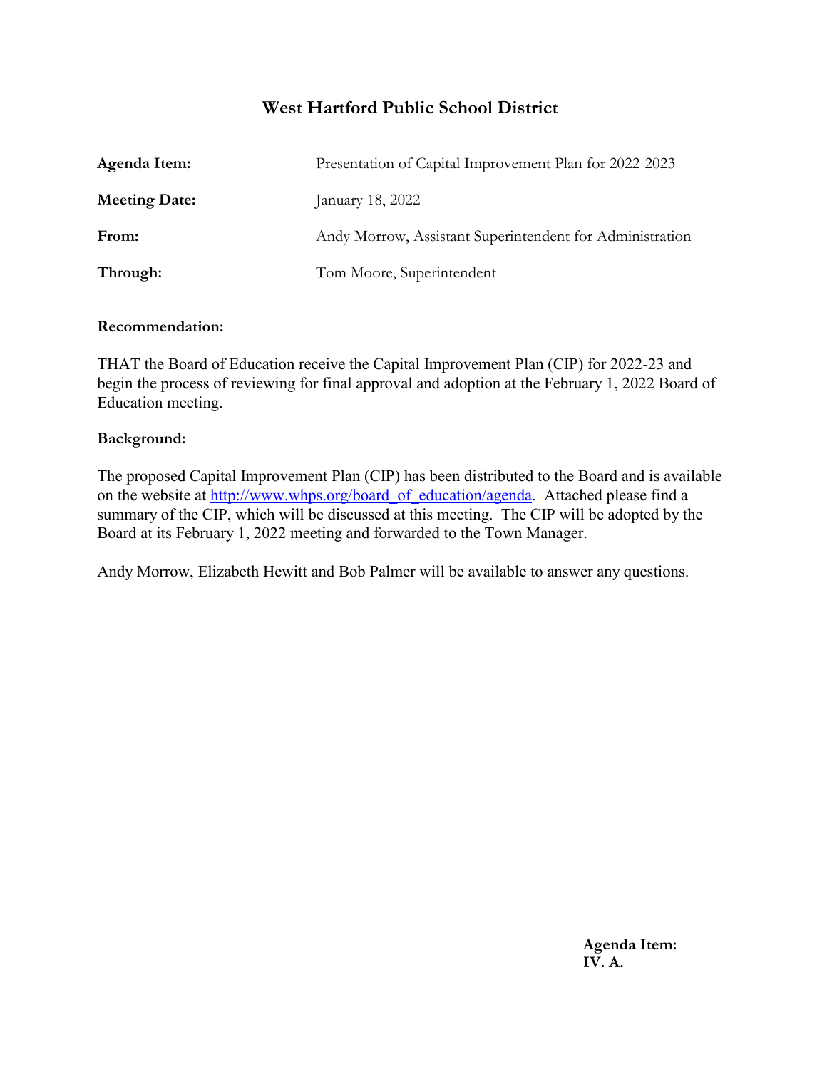# West Hartford Public School District

| | |
|---|---|
| **Agenda Item:** | Presentation of Capital Improvement Plan for 2022-2023 |
| **Meeting Date:** | January 18, 2022 |
| **From:** | Andy Morrow, Assistant Superintendent for Administration |
| **Through:** | Tom Moore, Superintendent |

**Recommendation:**

THAT the Board of Education receive the Capital Improvement Plan (CIP) for 2022-23 and begin the process of reviewing for final approval and adoption at the February 1, 2022 Board of Education meeting.

**Background:**

The proposed Capital Improvement Plan (CIP) has been distributed to the Board and is available on the website at [http://www.whps.org/board_of_education/agenda](http://www.whps.org/board_of_education/agenda). Attached please find a summary of the CIP, which will be discussed at this meeting. The CIP will be adopted by the Board at its February 1, 2022 meeting and forwarded to the Town Manager.

Andy Morrow, Elizabeth Hewitt and Bob Palmer will be available to answer any questions.

**Agenda Item:**
**IV. A.**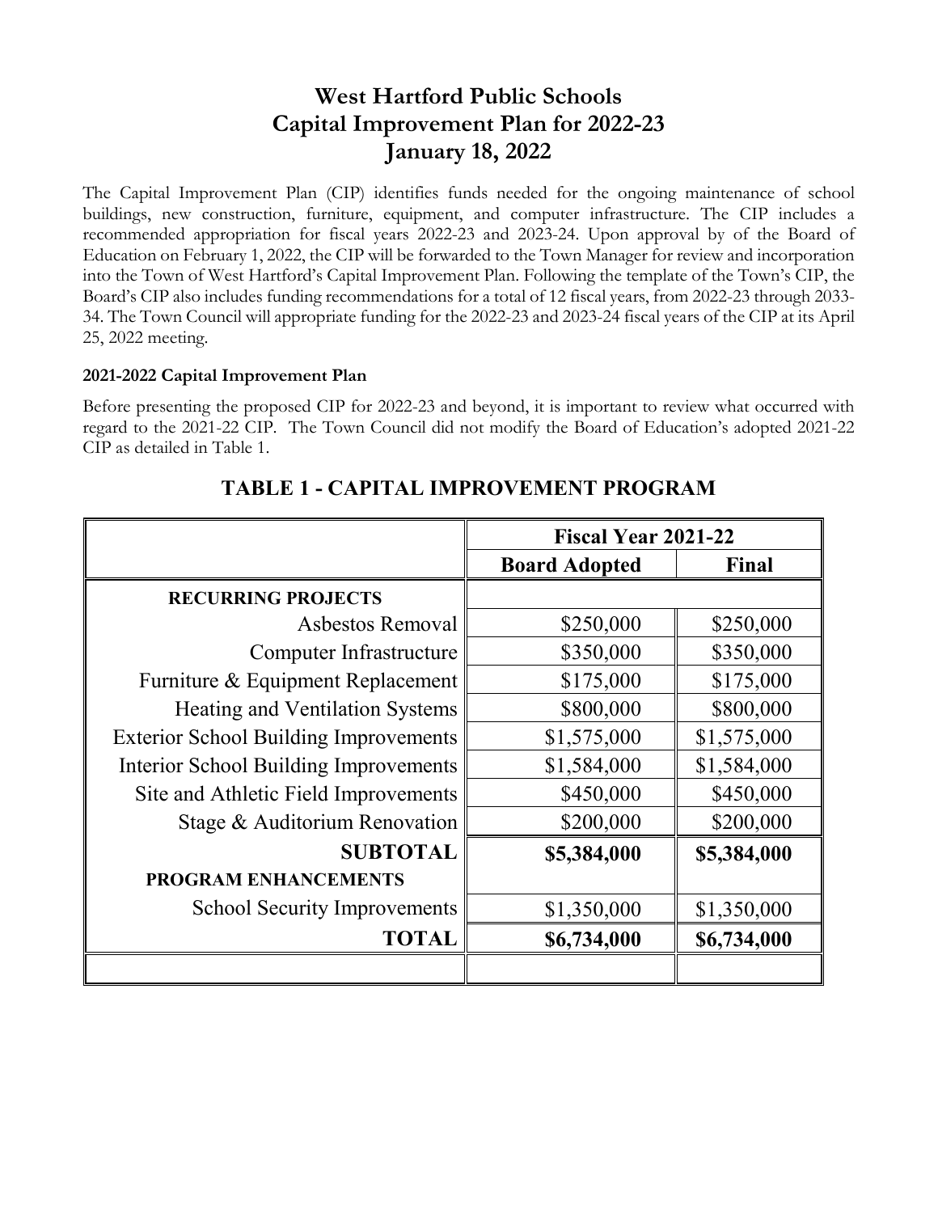# West Hartford Public Schools
# Capital Improvement Plan for 2022-23
# January 18, 2022

The Capital Improvement Plan (CIP) identifies funds needed for the ongoing maintenance of school buildings, new construction, furniture, equipment, and computer infrastructure. The CIP includes a recommended appropriation for fiscal years 2022-23 and 2023-24. Upon approval by of the Board of Education on February 1, 2022, the CIP will be forwarded to the Town Manager for review and incorporation into the Town of West Hartford's Capital Improvement Plan. Following the template of the Town's CIP, the Board's CIP also includes funding recommendations for a total of 12 fiscal years, from 2022-23 through 2033-34. The Town Council will appropriate funding for the 2022-23 and 2023-24 fiscal years of the CIP at its April 25, 2022 meeting.

### 2021-2022 Capital Improvement Plan

Before presenting the proposed CIP for 2022-23 and beyond, it is important to review what occurred with regard to the 2021-22 CIP. The Town Council did not modify the Board of Education's adopted 2021-22 CIP as detailed in Table 1.

## TABLE 1 - CAPITAL IMPROVEMENT PROGRAM

| | Fiscal Year 2021-22 | |
|---|---|---|
| | **Board Adopted** | **Final** |
| **RECURRING PROJECTS** | | |
| Asbestos Removal | $250,000 | $250,000 |
| Computer Infrastructure | $350,000 | $350,000 |
| Furniture & Equipment Replacement | $175,000 | $175,000 |
| Heating and Ventilation Systems | $800,000 | $800,000 |
| Exterior School Building Improvements | $1,575,000 | $1,575,000 |
| Interior School Building Improvements | $1,584,000 | $1,584,000 |
| Site and Athletic Field Improvements | $450,000 | $450,000 |
| Stage & Auditorium Renovation | $200,000 | $200,000 |
| **SUBTOTAL** | **$5,384,000** | **$5,384,000** |
| **PROGRAM ENHANCEMENTS** | | |
| School Security Improvements | $1,350,000 | $1,350,000 |
| **TOTAL** | **$6,734,000** | **$6,734,000** |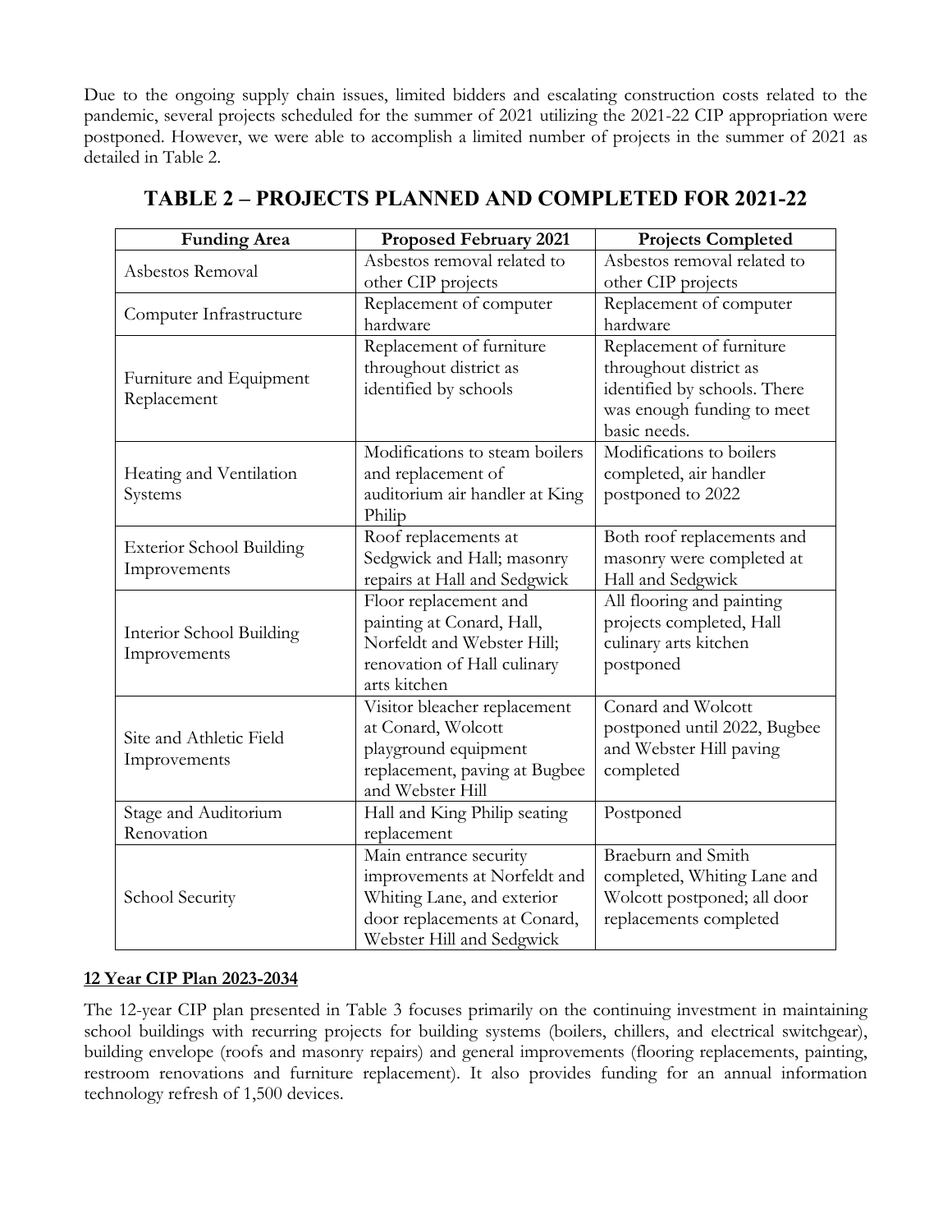Due to the ongoing supply chain issues, limited bidders and escalating construction costs related to the pandemic, several projects scheduled for the summer of 2021 utilizing the 2021-22 CIP appropriation were postponed. However, we were able to accomplish a limited number of projects in the summer of 2021 as detailed in Table 2.

## TABLE 2 – PROJECTS PLANNED AND COMPLETED FOR 2021-22

| Funding Area | Proposed February 2021 | Projects Completed |
| --- | --- | --- |
| Asbestos Removal | Asbestos removal related to other CIP projects | Asbestos removal related to other CIP projects |
| Computer Infrastructure | Replacement of computer hardware | Replacement of computer hardware |
| Furniture and Equipment Replacement | Replacement of furniture throughout district as identified by schools | Replacement of furniture throughout district as identified by schools. There was enough funding to meet basic needs. |
| Heating and Ventilation Systems | Modifications to steam boilers and replacement of auditorium air handler at King Philip | Modifications to boilers completed, air handler postponed to 2022 |
| Exterior School Building Improvements | Roof replacements at Sedgwick and Hall; masonry repairs at Hall and Sedgwick | Both roof replacements and masonry were completed at Hall and Sedgwick |
| Interior School Building Improvements | Floor replacement and painting at Conard, Hall, Norfeldt and Webster Hill; renovation of Hall culinary arts kitchen | All flooring and painting projects completed, Hall culinary arts kitchen postponed |
| Site and Athletic Field Improvements | Visitor bleacher replacement at Conard, Wolcott playground equipment replacement, paving at Bugbee and Webster Hill | Conard and Wolcott postponed until 2022, Bugbee and Webster Hill paving completed |
| Stage and Auditorium Renovation | Hall and King Philip seating replacement | Postponed |
| School Security | Main entrance security improvements at Norfeldt and Whiting Lane, and exterior door replacements at Conard, Webster Hill and Sedgwick | Braeburn and Smith completed, Whiting Lane and Wolcott postponed; all door replacements completed |

**12 Year CIP Plan 2023-2034**

The 12-year CIP plan presented in Table 3 focuses primarily on the continuing investment in maintaining school buildings with recurring projects for building systems (boilers, chillers, and electrical switchgear), building envelope (roofs and masonry repairs) and general improvements (flooring replacements, painting, restroom renovations and furniture replacement). It also provides funding for an annual information technology refresh of 1,500 devices.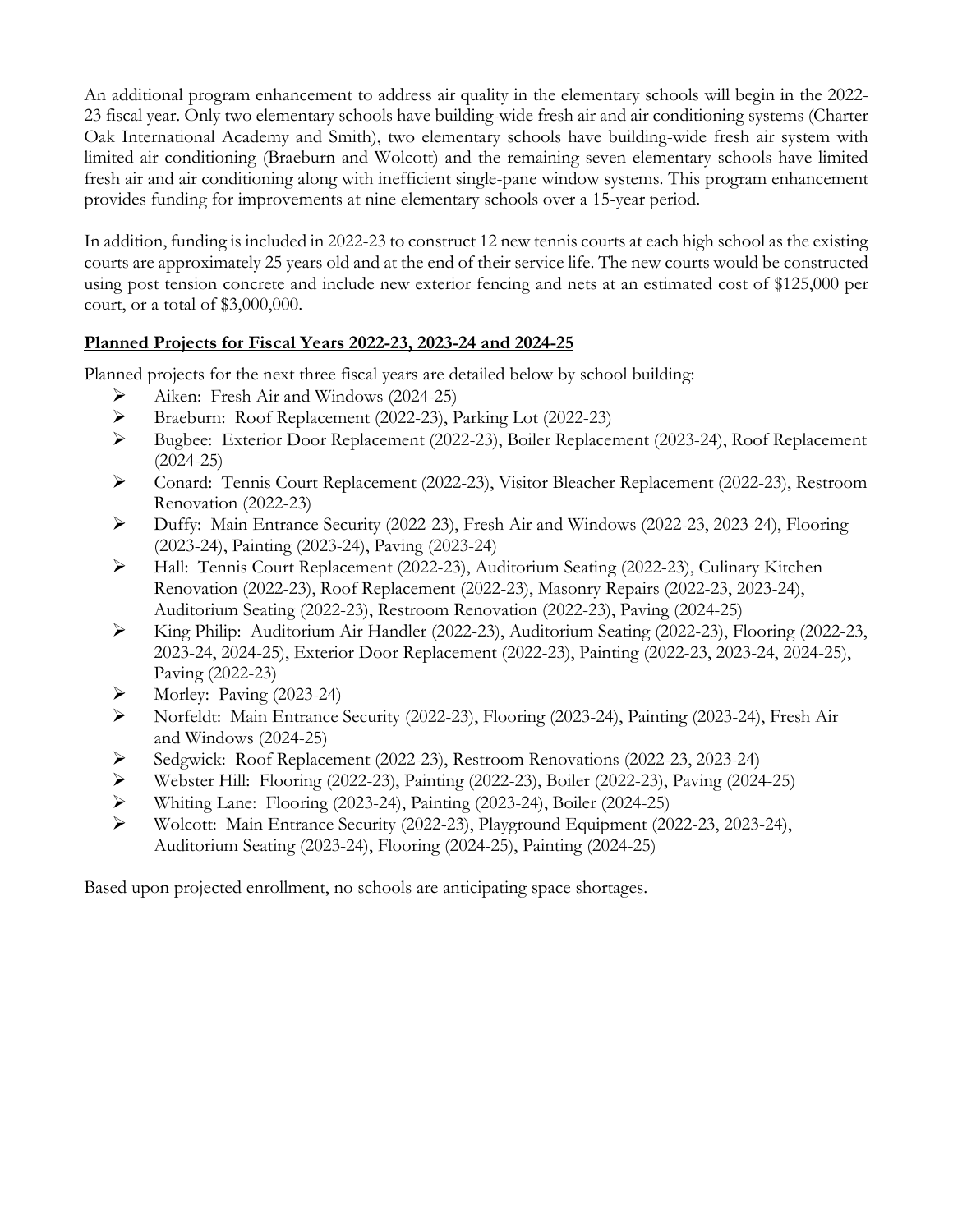An additional program enhancement to address air quality in the elementary schools will begin in the 2022-23 fiscal year. Only two elementary schools have building-wide fresh air and air conditioning systems (Charter Oak International Academy and Smith), two elementary schools have building-wide fresh air system with limited air conditioning (Braeburn and Wolcott) and the remaining seven elementary schools have limited fresh air and air conditioning along with inefficient single-pane window systems. This program enhancement provides funding for improvements at nine elementary schools over a 15-year period.

In addition, funding is included in 2022-23 to construct 12 new tennis courts at each high school as the existing courts are approximately 25 years old and at the end of their service life. The new courts would be constructed using post tension concrete and include new exterior fencing and nets at an estimated cost of $125,000 per court, or a total of $3,000,000.

**Planned Projects for Fiscal Years 2022-23, 2023-24 and 2024-25**

Planned projects for the next three fiscal years are detailed below by school building:

- Aiken: Fresh Air and Windows (2024-25)
- Braeburn: Roof Replacement (2022-23), Parking Lot (2022-23)
- Bugbee: Exterior Door Replacement (2022-23), Boiler Replacement (2023-24), Roof Replacement (2024-25)
- Conard: Tennis Court Replacement (2022-23), Visitor Bleacher Replacement (2022-23), Restroom Renovation (2022-23)
- Duffy: Main Entrance Security (2022-23), Fresh Air and Windows (2022-23, 2023-24), Flooring (2023-24), Painting (2023-24), Paving (2023-24)
- Hall: Tennis Court Replacement (2022-23), Auditorium Seating (2022-23), Culinary Kitchen Renovation (2022-23), Roof Replacement (2022-23), Masonry Repairs (2022-23, 2023-24), Auditorium Seating (2022-23), Restroom Renovation (2022-23), Paving (2024-25)
- King Philip: Auditorium Air Handler (2022-23), Auditorium Seating (2022-23), Flooring (2022-23, 2023-24, 2024-25), Exterior Door Replacement (2022-23), Painting (2022-23, 2023-24, 2024-25), Paving (2022-23)
- Morley: Paving (2023-24)
- Norfeldt: Main Entrance Security (2022-23), Flooring (2023-24), Painting (2023-24), Fresh Air and Windows (2024-25)
- Sedgwick: Roof Replacement (2022-23), Restroom Renovations (2022-23, 2023-24)
- Webster Hill: Flooring (2022-23), Painting (2022-23), Boiler (2022-23), Paving (2024-25)
- Whiting Lane: Flooring (2023-24), Painting (2023-24), Boiler (2024-25)
- Wolcott: Main Entrance Security (2022-23), Playground Equipment (2022-23, 2023-24), Auditorium Seating (2023-24), Flooring (2024-25), Painting (2024-25)

Based upon projected enrollment, no schools are anticipating space shortages.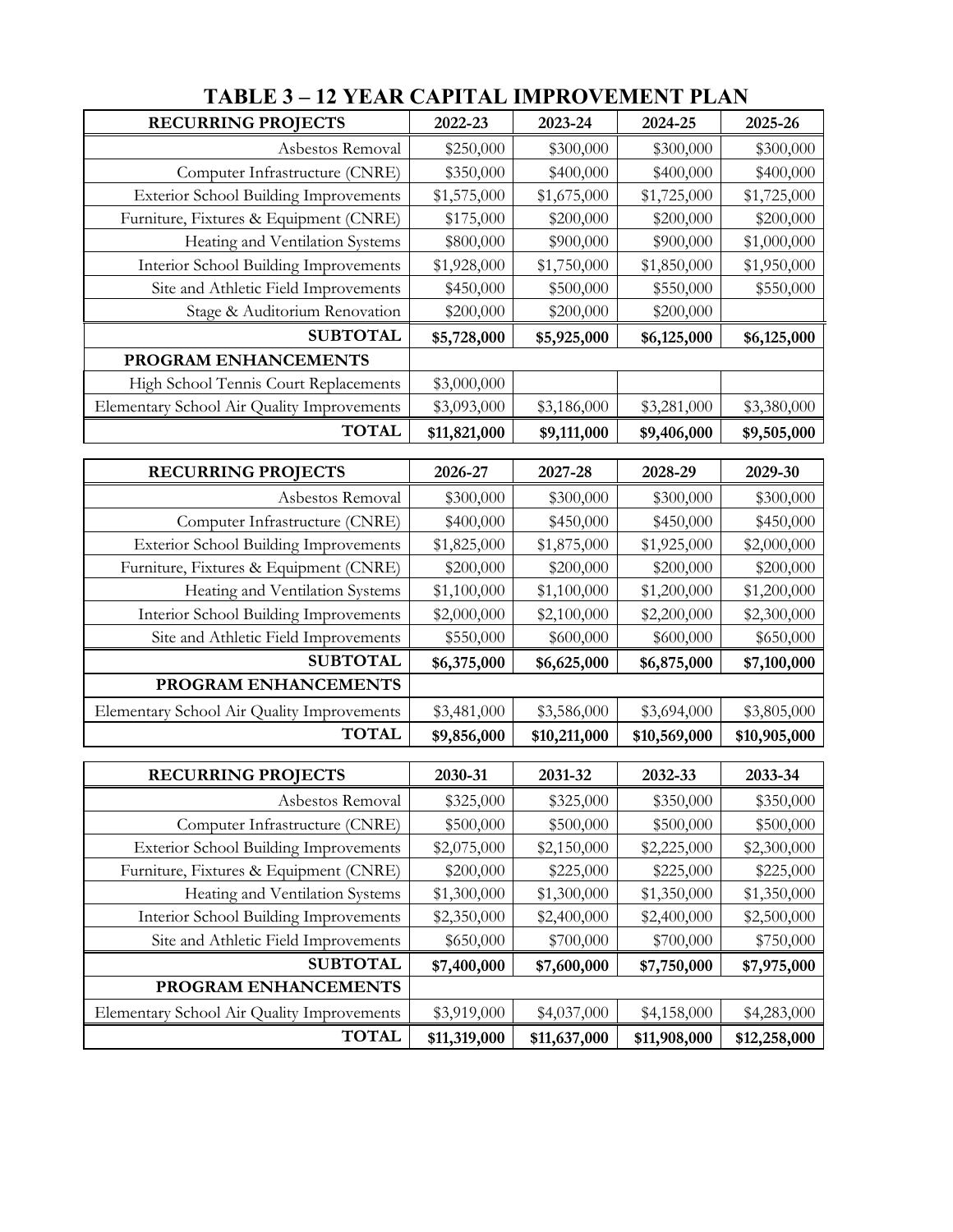# TABLE 3 – 12 YEAR CAPITAL IMPROVEMENT PLAN

| RECURRING PROJECTS | 2022-23 | 2023-24 | 2024-25 | 2025-26 |
|---|---|---|---|---|
| Asbestos Removal | $250,000 | $300,000 | $300,000 | $300,000 |
| Computer Infrastructure (CNRE) | $350,000 | $400,000 | $400,000 | $400,000 |
| Exterior School Building Improvements | $1,575,000 | $1,675,000 | $1,725,000 | $1,725,000 |
| Furniture, Fixtures & Equipment (CNRE) | $175,000 | $200,000 | $200,000 | $200,000 |
| Heating and Ventilation Systems | $800,000 | $900,000 | $900,000 | $1,000,000 |
| Interior School Building Improvements | $1,928,000 | $1,750,000 | $1,850,000 | $1,950,000 |
| Site and Athletic Field Improvements | $450,000 | $500,000 | $550,000 | $550,000 |
| Stage & Auditorium Renovation | $200,000 | $200,000 | $200,000 | |
| **SUBTOTAL** | **$5,728,000** | **$5,925,000** | **$6,125,000** | **$6,125,000** |
| **PROGRAM ENHANCEMENTS** | | | | |
| High School Tennis Court Replacements | $3,000,000 | | | |
| Elementary School Air Quality Improvements | $3,093,000 | $3,186,000 | $3,281,000 | $3,380,000 |
| **TOTAL** | **$11,821,000** | **$9,111,000** | **$9,406,000** | **$9,505,000** |

| RECURRING PROJECTS | 2026-27 | 2027-28 | 2028-29 | 2029-30 |
|---|---|---|---|---|
| Asbestos Removal | $300,000 | $300,000 | $300,000 | $300,000 |
| Computer Infrastructure (CNRE) | $400,000 | $450,000 | $450,000 | $450,000 |
| Exterior School Building Improvements | $1,825,000 | $1,875,000 | $1,925,000 | $2,000,000 |
| Furniture, Fixtures & Equipment (CNRE) | $200,000 | $200,000 | $200,000 | $200,000 |
| Heating and Ventilation Systems | $1,100,000 | $1,100,000 | $1,200,000 | $1,200,000 |
| Interior School Building Improvements | $2,000,000 | $2,100,000 | $2,200,000 | $2,300,000 |
| Site and Athletic Field Improvements | $550,000 | $600,000 | $600,000 | $650,000 |
| **SUBTOTAL** | **$6,375,000** | **$6,625,000** | **$6,875,000** | **$7,100,000** |
| **PROGRAM ENHANCEMENTS** | | | | |
| Elementary School Air Quality Improvements | $3,481,000 | $3,586,000 | $3,694,000 | $3,805,000 |
| **TOTAL** | **$9,856,000** | **$10,211,000** | **$10,569,000** | **$10,905,000** |

| RECURRING PROJECTS | 2030-31 | 2031-32 | 2032-33 | 2033-34 |
|---|---|---|---|---|
| Asbestos Removal | $325,000 | $325,000 | $350,000 | $350,000 |
| Computer Infrastructure (CNRE) | $500,000 | $500,000 | $500,000 | $500,000 |
| Exterior School Building Improvements | $2,075,000 | $2,150,000 | $2,225,000 | $2,300,000 |
| Furniture, Fixtures & Equipment (CNRE) | $200,000 | $225,000 | $225,000 | $225,000 |
| Heating and Ventilation Systems | $1,300,000 | $1,300,000 | $1,350,000 | $1,350,000 |
| Interior School Building Improvements | $2,350,000 | $2,400,000 | $2,400,000 | $2,500,000 |
| Site and Athletic Field Improvements | $650,000 | $700,000 | $700,000 | $750,000 |
| **SUBTOTAL** | **$7,400,000** | **$7,600,000** | **$7,750,000** | **$7,975,000** |
| **PROGRAM ENHANCEMENTS** | | | | |
| Elementary School Air Quality Improvements | $3,919,000 | $4,037,000 | $4,158,000 | $4,283,000 |
| **TOTAL** | **$11,319,000** | **$11,637,000** | **$11,908,000** | **$12,258,000** |